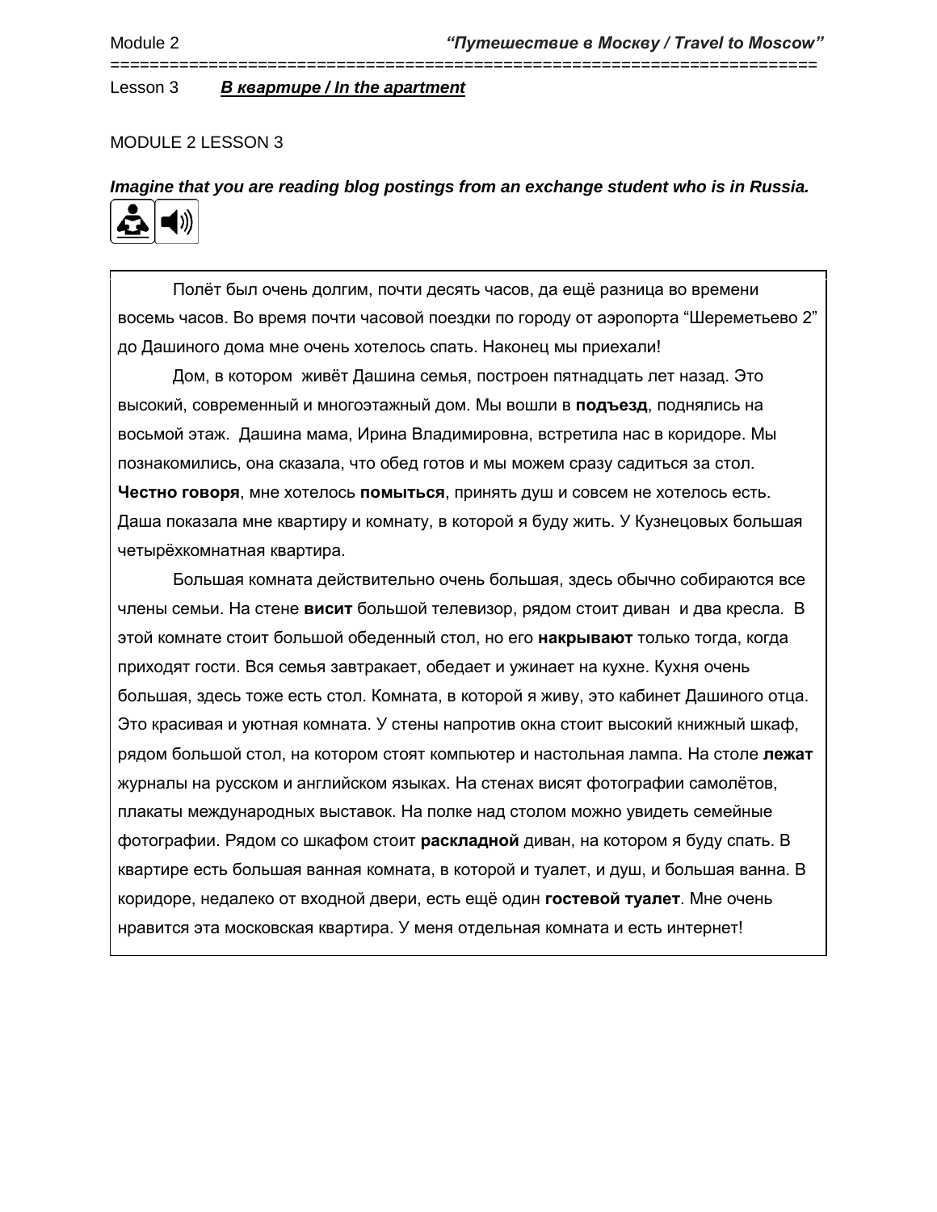Lesson 3 ***В квартире / In the apartment***

MODULE 2 LESSON 3

***Imagine that you are reading blog postings from an exchange student who is in Russia.***

Полёт был очень долгим, почти десять часов, да ещё разница во времени восемь часов. Во время почти часовой поездки по городу от аэропорта “Шереметьево 2” до Дашиного дома мне очень хотелось спать. Наконец мы приехали!

Дом, в котором живёт Дашина семья, построен пятнадцать лет назад. Это высокий, современный и многоэтажный дом. Мы вошли в **подъезд**, поднялись на восьмой этаж. Дашина мама, Ирина Владимировна, встретила нас в коридоре. Мы познакомились, она сказала, что обед готов и мы можем сразу садиться за стол. **Честно говоря**, мне хотелось **помыться**, принять душ и совсем не хотелось есть. Даша показала мне квартиру и комнату, в которой я буду жить. У Кузнецовых большая четырёхкомнатная квартира.

Большая комната действительно очень большая, здесь обычно собираются все члены семьи. На стене **висит** большой телевизор, рядом стоит диван и два кресла. В этой комнате стоит большой обеденный стол, но его **накрывают** только тогда, когда приходят гости. Вся семья завтракает, обедает и ужинает на кухне. Кухня очень большая, здесь тоже есть стол. Комната, в которой я живу, это кабинет Дашиного отца. Это красивая и уютная комната. У стены напротив окна стоит высокий книжный шкаф, рядом большой стол, на котором стоят компьютер и настольная лампа. На столе **лежат** журналы на русском и английском языках. На стенах висят фотографии самолётов, плакаты международных выставок. На полке над столом можно увидеть семейные фотографии. Рядом со шкафом стоит **раскладной** диван, на котором я буду спать. В квартире есть большая ванная комната, в которой и туалет, и душ, и большая ванна. В коридоре, недалеко от входной двери, есть ещё один **гостевой туалет**. Мне очень нравится эта московская квартира. У меня отдельная комната и есть интернет!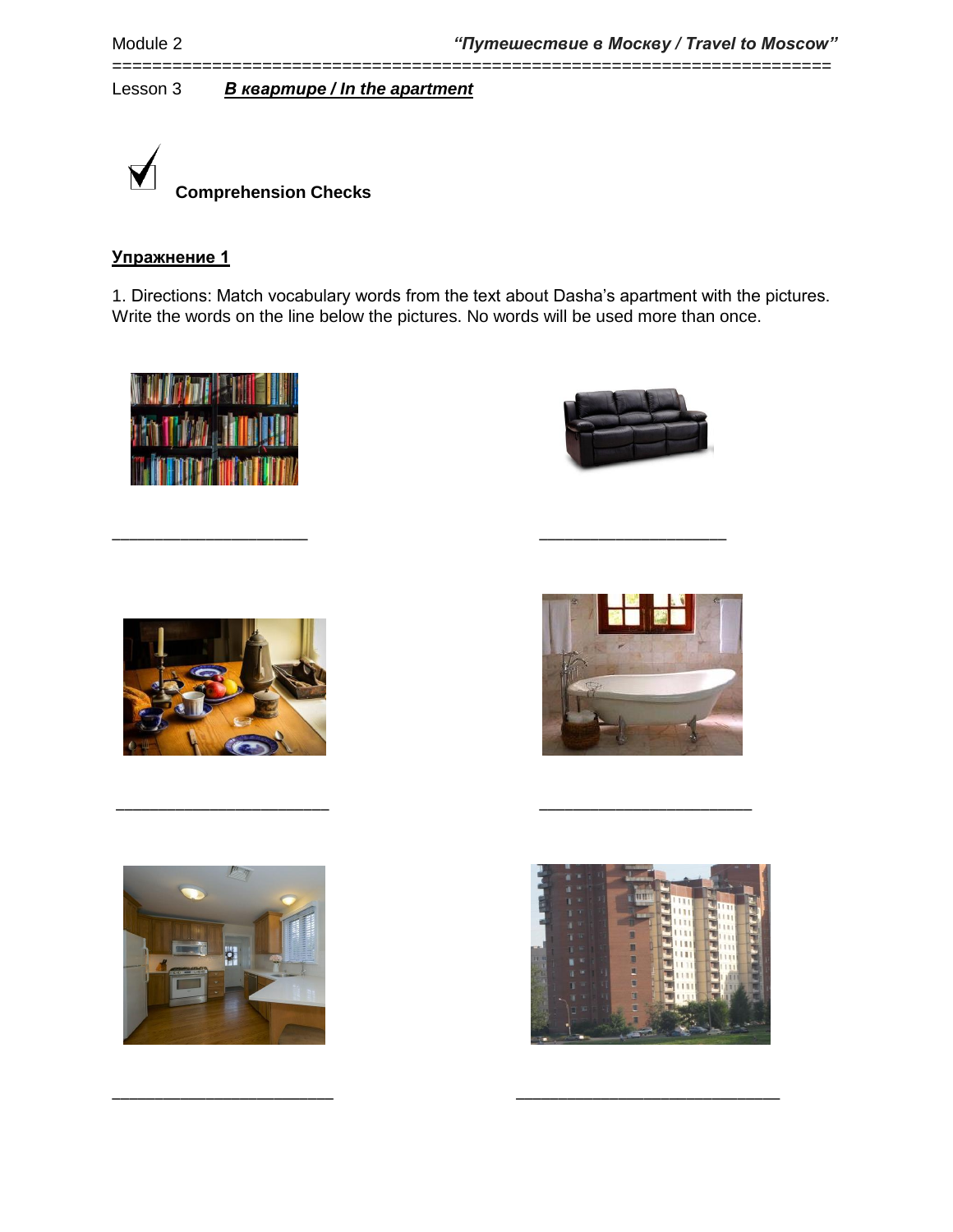Lesson 3 ***В квартире / In the apartment***

**Comprehension Checks**

**Упражнение 1**

1. Directions: Match vocabulary words from the text about Dasha's apartment with the pictures. Write the words on the line below the pictures. No words will be used more than once.

_____________________ _____________________

_____________________ _____________________

_____________________ _____________________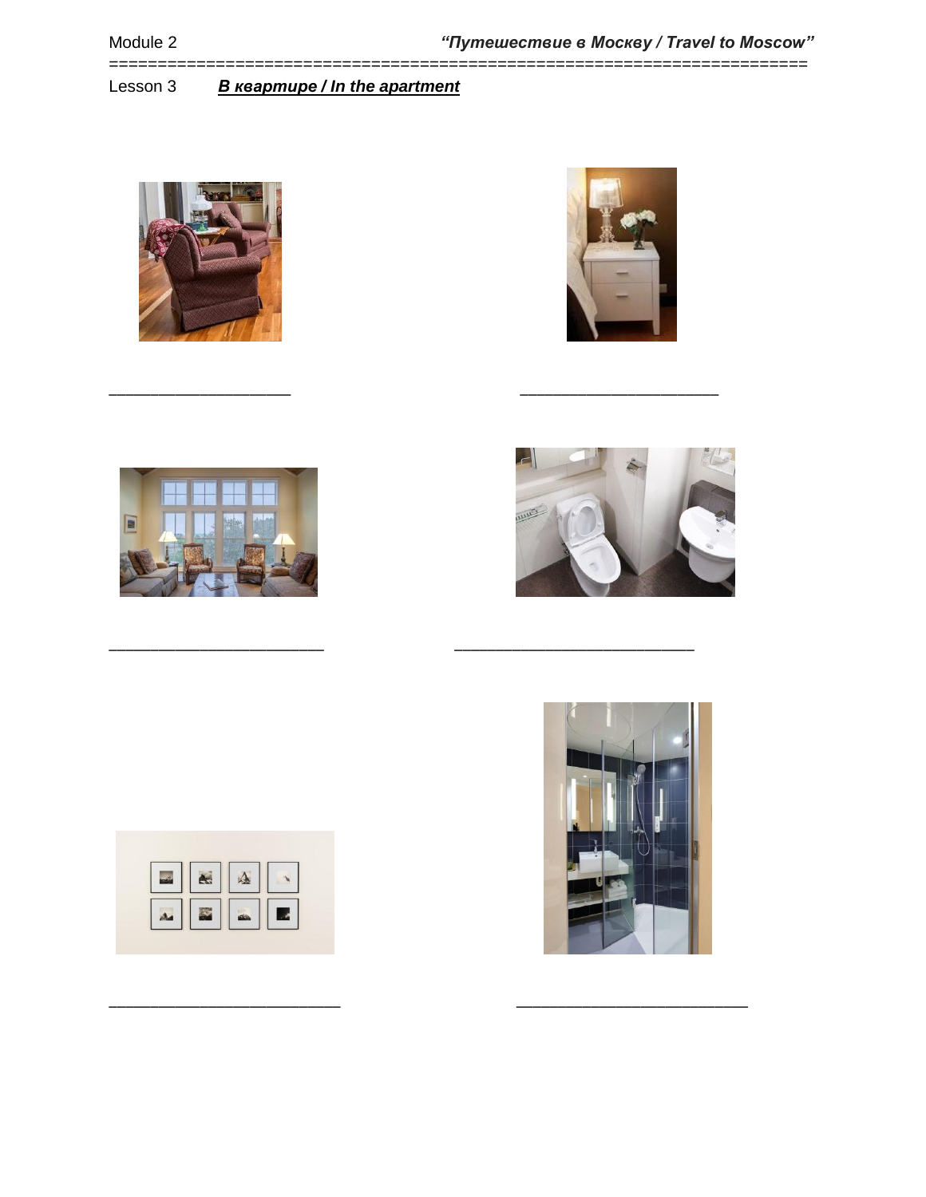Lesson 3 ***В квартире / In the apartment***

____________________ ______________________

________________________ ___________________________

__________________________ __________________________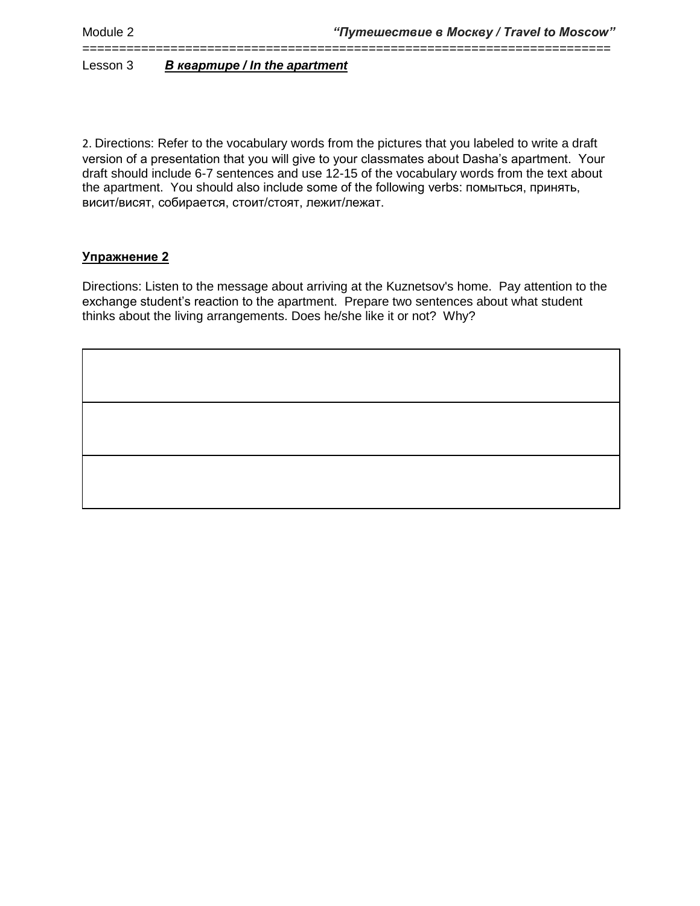Lesson 3 ***В квартире / In the apartment***

2. Directions: Refer to the vocabulary words from the pictures that you labeled to write a draft version of a presentation that you will give to your classmates about Dasha's apartment. Your draft should include 6-7 sentences and use 12-15 of the vocabulary words from the text about the apartment. You should also include some of the following verbs: помыться, принять, висит/висят, собирается, стоит/стоят, лежит/лежат.

**Упражнение 2**

Directions: Listen to the message about arriving at the Kuznetsov's home. Pay attention to the exchange student's reaction to the apartment. Prepare two sentences about what student thinks about the living arrangements. Does he/she like it or not? Why?

| |
|---|
| |
| |
| |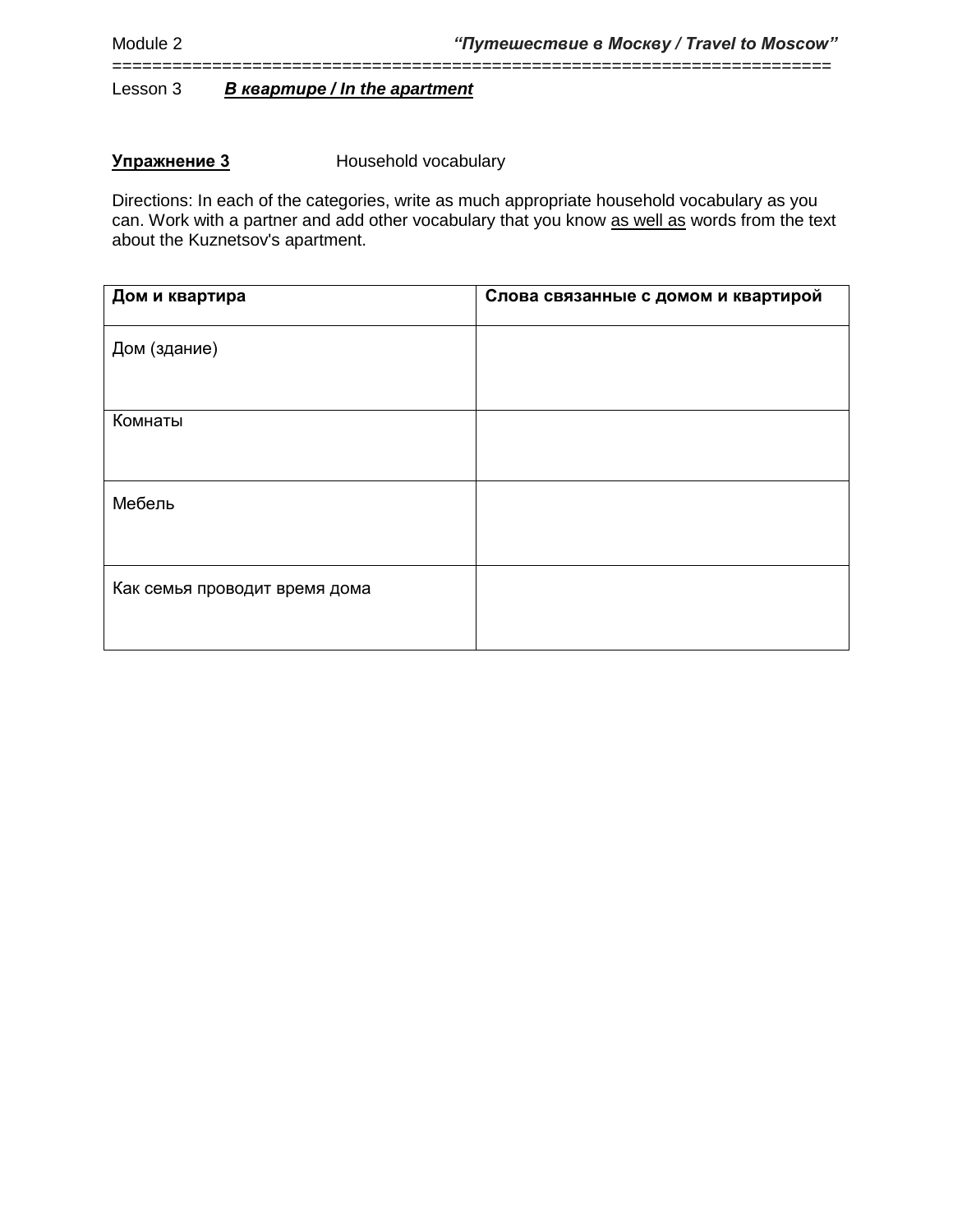Lesson 3 ***В квартире / In the apartment***

**Упражнение 3** Household vocabulary

Directions: In each of the categories, write as much appropriate household vocabulary as you can. Work with a partner and add other vocabulary that you know as well as words from the text about the Kuznetsov's apartment.

| Дом и квартира | Слова связанные с домом и квартирой |
|---|---|
| Дом (здание) | |
| Комнаты | |
| Мебель | |
| Как семья проводит время дома | |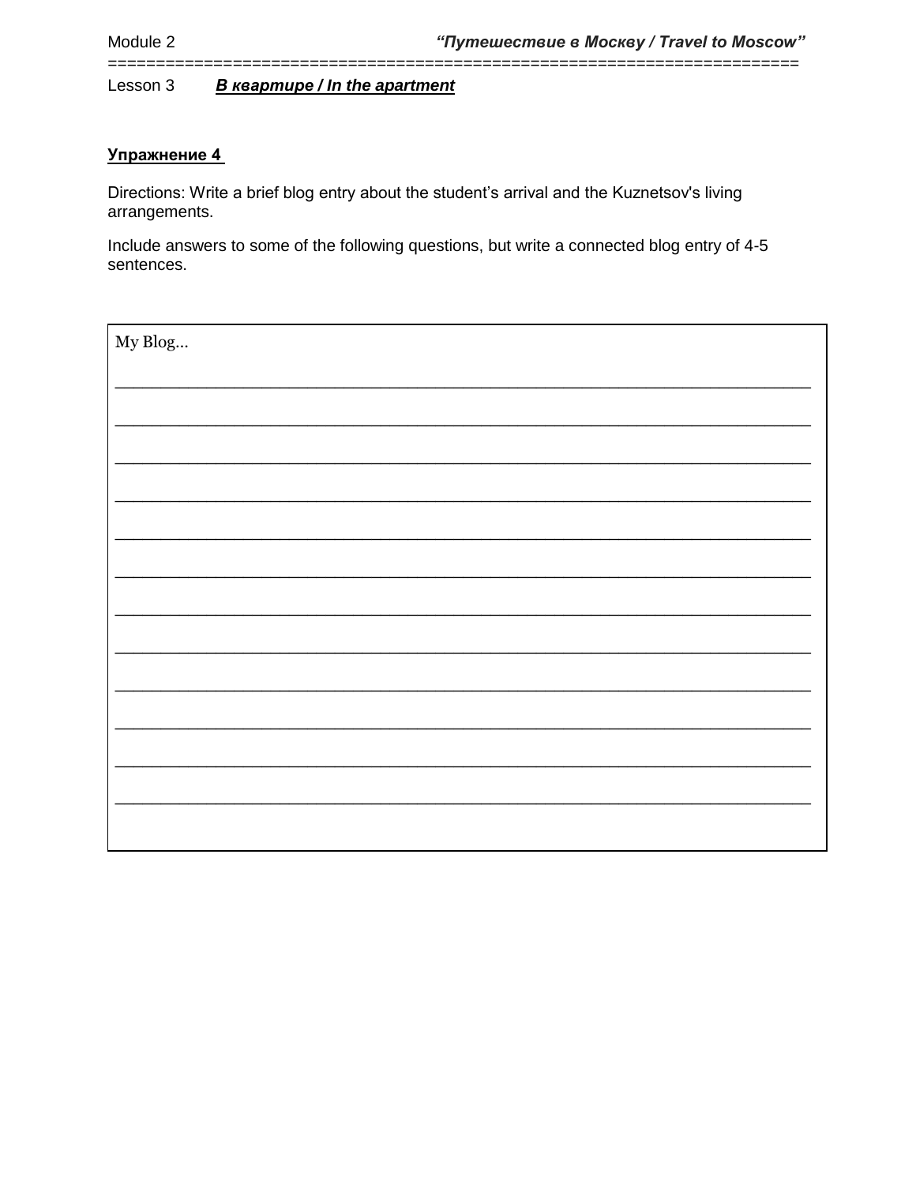Lesson 3 ***В квартире / In the apartment***

**Упражнение 4**

Directions: Write a brief blog entry about the student's arrival and the Kuznetsov's living arrangements.

Include answers to some of the following questions, but write a connected blog entry of 4-5 sentences.

My Blog…

\_\_\_\_\_\_\_\_\_\_\_\_\_\_\_\_\_\_\_\_\_\_\_\_\_\_\_\_\_\_\_\_\_\_\_\_\_\_\_\_\_\_\_\_\_\_\_\_\_\_\_\_\_\_\_\_\_\_\_\_\_\_\_\_\_\_\_\_\_\_\_\_

\_\_\_\_\_\_\_\_\_\_\_\_\_\_\_\_\_\_\_\_\_\_\_\_\_\_\_\_\_\_\_\_\_\_\_\_\_\_\_\_\_\_\_\_\_\_\_\_\_\_\_\_\_\_\_\_\_\_\_\_\_\_\_\_\_\_\_\_\_\_\_\_

\_\_\_\_\_\_\_\_\_\_\_\_\_\_\_\_\_\_\_\_\_\_\_\_\_\_\_\_\_\_\_\_\_\_\_\_\_\_\_\_\_\_\_\_\_\_\_\_\_\_\_\_\_\_\_\_\_\_\_\_\_\_\_\_\_\_\_\_\_\_\_\_

\_\_\_\_\_\_\_\_\_\_\_\_\_\_\_\_\_\_\_\_\_\_\_\_\_\_\_\_\_\_\_\_\_\_\_\_\_\_\_\_\_\_\_\_\_\_\_\_\_\_\_\_\_\_\_\_\_\_\_\_\_\_\_\_\_\_\_\_\_\_\_\_

\_\_\_\_\_\_\_\_\_\_\_\_\_\_\_\_\_\_\_\_\_\_\_\_\_\_\_\_\_\_\_\_\_\_\_\_\_\_\_\_\_\_\_\_\_\_\_\_\_\_\_\_\_\_\_\_\_\_\_\_\_\_\_\_\_\_\_\_\_\_\_\_

\_\_\_\_\_\_\_\_\_\_\_\_\_\_\_\_\_\_\_\_\_\_\_\_\_\_\_\_\_\_\_\_\_\_\_\_\_\_\_\_\_\_\_\_\_\_\_\_\_\_\_\_\_\_\_\_\_\_\_\_\_\_\_\_\_\_\_\_\_\_\_\_

\_\_\_\_\_\_\_\_\_\_\_\_\_\_\_\_\_\_\_\_\_\_\_\_\_\_\_\_\_\_\_\_\_\_\_\_\_\_\_\_\_\_\_\_\_\_\_\_\_\_\_\_\_\_\_\_\_\_\_\_\_\_\_\_\_\_\_\_\_\_\_\_

\_\_\_\_\_\_\_\_\_\_\_\_\_\_\_\_\_\_\_\_\_\_\_\_\_\_\_\_\_\_\_\_\_\_\_\_\_\_\_\_\_\_\_\_\_\_\_\_\_\_\_\_\_\_\_\_\_\_\_\_\_\_\_\_\_\_\_\_\_\_\_\_

\_\_\_\_\_\_\_\_\_\_\_\_\_\_\_\_\_\_\_\_\_\_\_\_\_\_\_\_\_\_\_\_\_\_\_\_\_\_\_\_\_\_\_\_\_\_\_\_\_\_\_\_\_\_\_\_\_\_\_\_\_\_\_\_\_\_\_\_\_\_\_\_

\_\_\_\_\_\_\_\_\_\_\_\_\_\_\_\_\_\_\_\_\_\_\_\_\_\_\_\_\_\_\_\_\_\_\_\_\_\_\_\_\_\_\_\_\_\_\_\_\_\_\_\_\_\_\_\_\_\_\_\_\_\_\_\_\_\_\_\_\_\_\_\_

\_\_\_\_\_\_\_\_\_\_\_\_\_\_\_\_\_\_\_\_\_\_\_\_\_\_\_\_\_\_\_\_\_\_\_\_\_\_\_\_\_\_\_\_\_\_\_\_\_\_\_\_\_\_\_\_\_\_\_\_\_\_\_\_\_\_\_\_\_\_\_\_

\_\_\_\_\_\_\_\_\_\_\_\_\_\_\_\_\_\_\_\_\_\_\_\_\_\_\_\_\_\_\_\_\_\_\_\_\_\_\_\_\_\_\_\_\_\_\_\_\_\_\_\_\_\_\_\_\_\_\_\_\_\_\_\_\_\_\_\_\_\_\_\_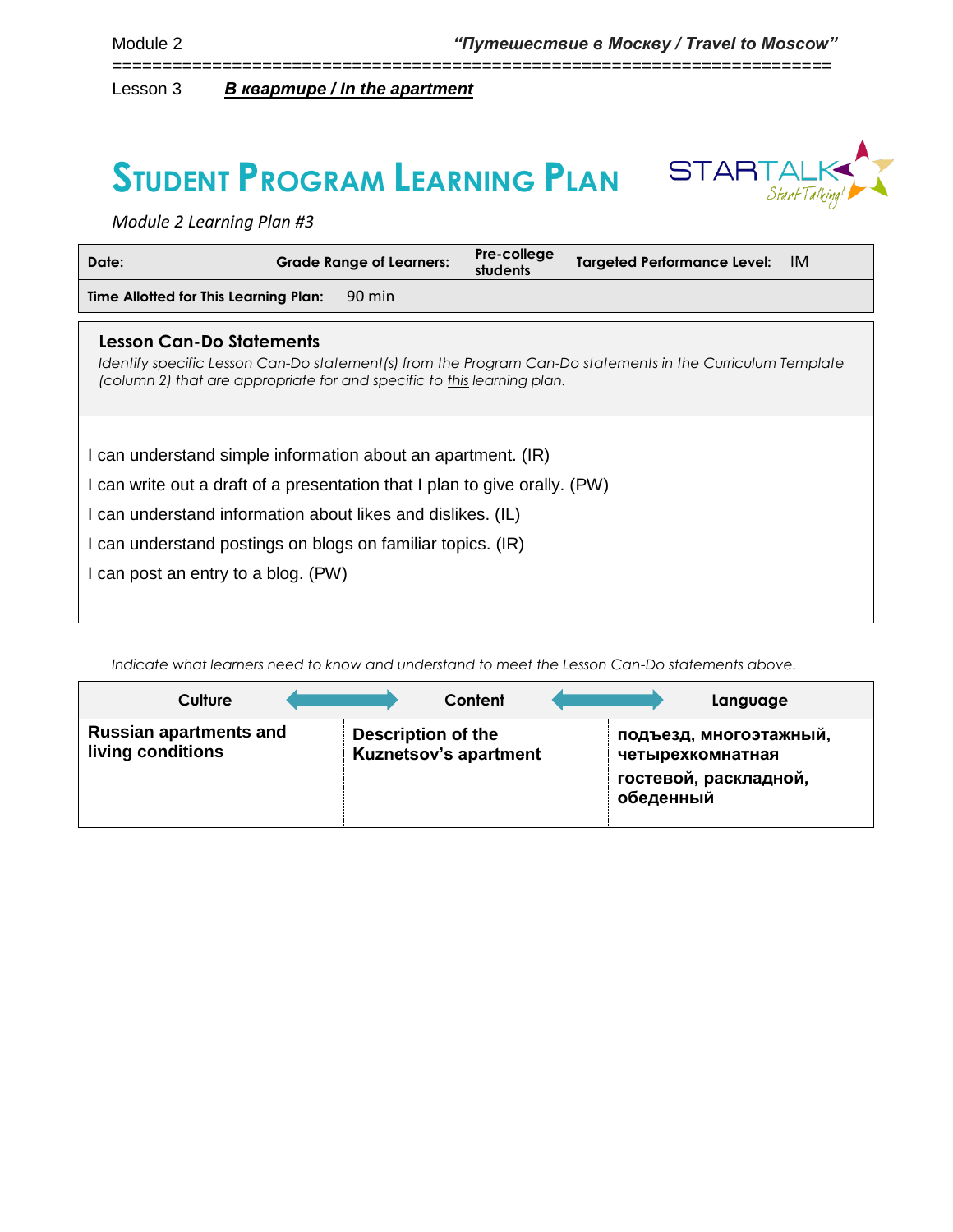Module 2 — *“Путешествие в Москву / Travel to Moscow”*

Lesson 3 — ***В квартире / In the apartment***

# STUDENT PROGRAM LEARNING PLAN

*Module 2 Learning Plan #3*

| **Date:** | **Grade Range of Learners:** | **Pre-college students** | **Targeted Performance Level:** | IM |
|---|---|---|---|---|
| **Time Allotted for This Learning Plan:** | 90 min | | | |

## Lesson Can-Do Statements

*Identify specific Lesson Can-Do statement(s) from the Program Can-Do statements in the Curriculum Template (column 2) that are appropriate for and specific to this learning plan.*

I can understand simple information about an apartment. (IR)

I can write out a draft of a presentation that I plan to give orally. (PW)

I can understand information about likes and dislikes. (IL)

I can understand postings on blogs on familiar topics. (IR)

I can post an entry to a blog. (PW)

*Indicate what learners need to know and understand to meet the Lesson Can-Do statements above.*

| Culture | Content | Language |
|---|---|---|
| **Russian apartments and living conditions** | **Description of the Kuznetsov’s apartment** | **подъезд, многоэтажный, четырехкомнатная** **гостевой, раскладной, обеденный** |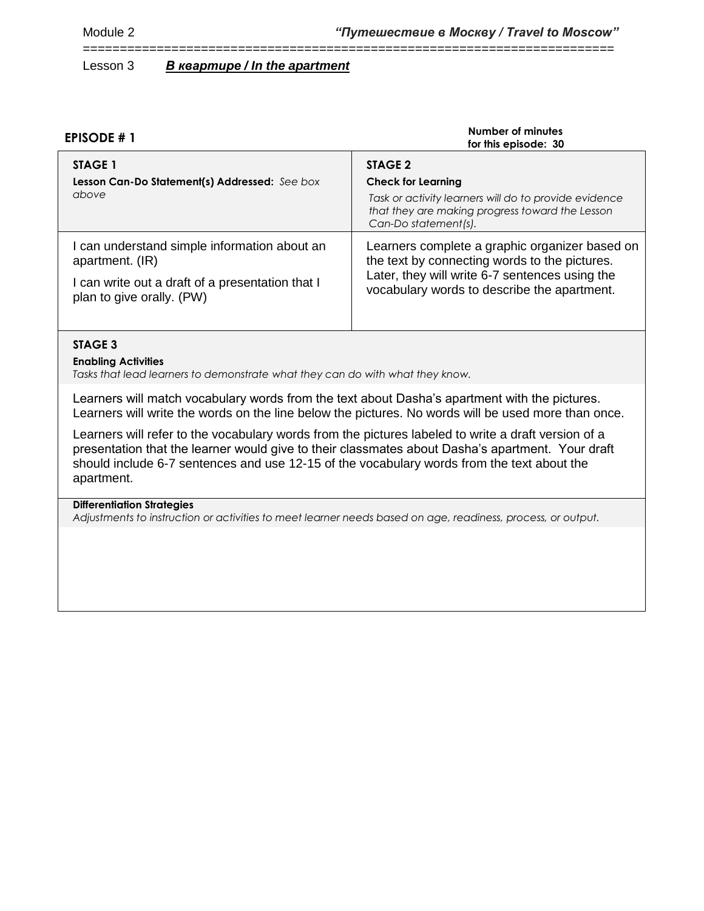Lesson 3 ***В квартире / In the apartment***

**EPISODE # 1**

**Number of minutes for this episode: 30**

| **STAGE 1**<br>**Lesson Can-Do Statement(s) Addressed:** *See box above* | **STAGE 2**<br>**Check for Learning**<br>*Task or activity learners will do to provide evidence that they are making progress toward the Lesson Can-Do statement(s).* |
|---|---|
| I can understand simple information about an apartment. (IR)<br><br>I can write out a draft of a presentation that I plan to give orally. (PW) | Learners complete a graphic organizer based on the text by connecting words to the pictures. Later, they will write 6-7 sentences using the vocabulary words to describe the apartment. |

**STAGE 3**

**Enabling Activities**

*Tasks that lead learners to demonstrate what they can do with what they know.*

Learners will match vocabulary words from the text about Dasha's apartment with the pictures. Learners will write the words on the line below the pictures. No words will be used more than once.

Learners will refer to the vocabulary words from the pictures labeled to write a draft version of a presentation that the learner would give to their classmates about Dasha's apartment. Your draft should include 6-7 sentences and use 12-15 of the vocabulary words from the text about the apartment.

**Differentiation Strategies**

*Adjustments to instruction or activities to meet learner needs based on age, readiness, process, or output.*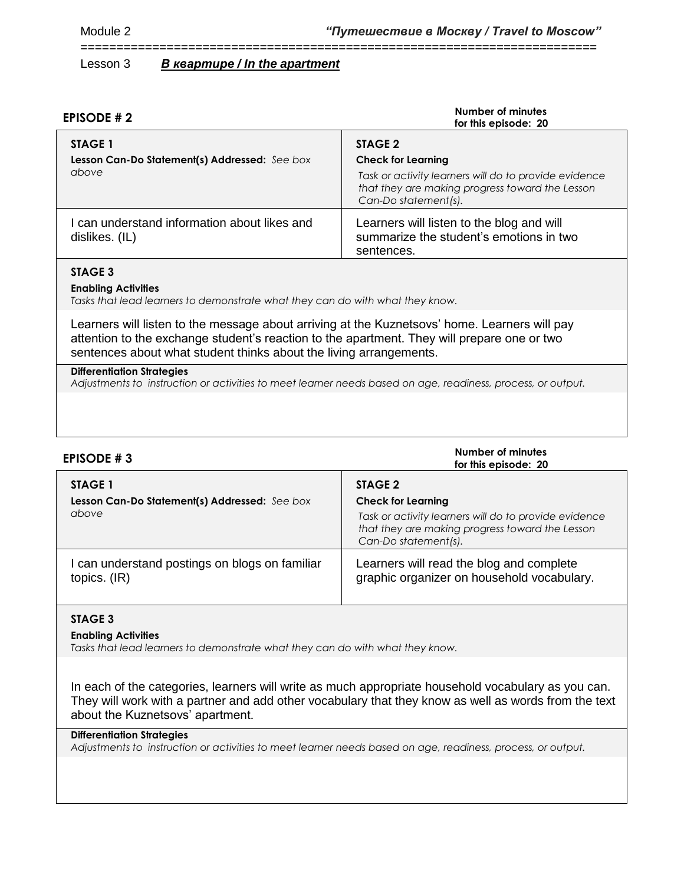Module 2 *"Путешествие в Москву / Travel to Moscow"*

Lesson 3 ***В квартире / In the apartment***

## EPISODE # 2

**Number of minutes for this episode: 20**

| **STAGE 1**<br>**Lesson Can-Do Statement(s) Addressed:** *See box above* | **STAGE 2**<br>**Check for Learning**<br>*Task or activity learners will do to provide evidence that they are making progress toward the Lesson Can-Do statement(s).* |
|---|---|
| I can understand information about likes and dislikes. (IL) | Learners will listen to the blog and will summarize the student's emotions in two sentences. |

**STAGE 3**

**Enabling Activities**

*Tasks that lead learners to demonstrate what they can do with what they know.*

Learners will listen to the message about arriving at the Kuznetsovs' home. Learners will pay attention to the exchange student's reaction to the apartment. They will prepare one or two sentences about what student thinks about the living arrangements.

**Differentiation Strategies**

*Adjustments to instruction or activities to meet learner needs based on age, readiness, process, or output.*

## EPISODE # 3

**Number of minutes for this episode: 20**

| **STAGE 1**<br>**Lesson Can-Do Statement(s) Addressed:** *See box above* | **STAGE 2**<br>**Check for Learning**<br>*Task or activity learners will do to provide evidence that they are making progress toward the Lesson Can-Do statement(s).* |
|---|---|
| I can understand postings on blogs on familiar topics. (IR) | Learners will read the blog and complete graphic organizer on household vocabulary. |

**STAGE 3**

**Enabling Activities**

*Tasks that lead learners to demonstrate what they can do with what they know.*

In each of the categories, learners will write as much appropriate household vocabulary as you can. They will work with a partner and add other vocabulary that they know as well as words from the text about the Kuznetsovs' apartment.

**Differentiation Strategies**

*Adjustments to instruction or activities to meet learner needs based on age, readiness, process, or output.*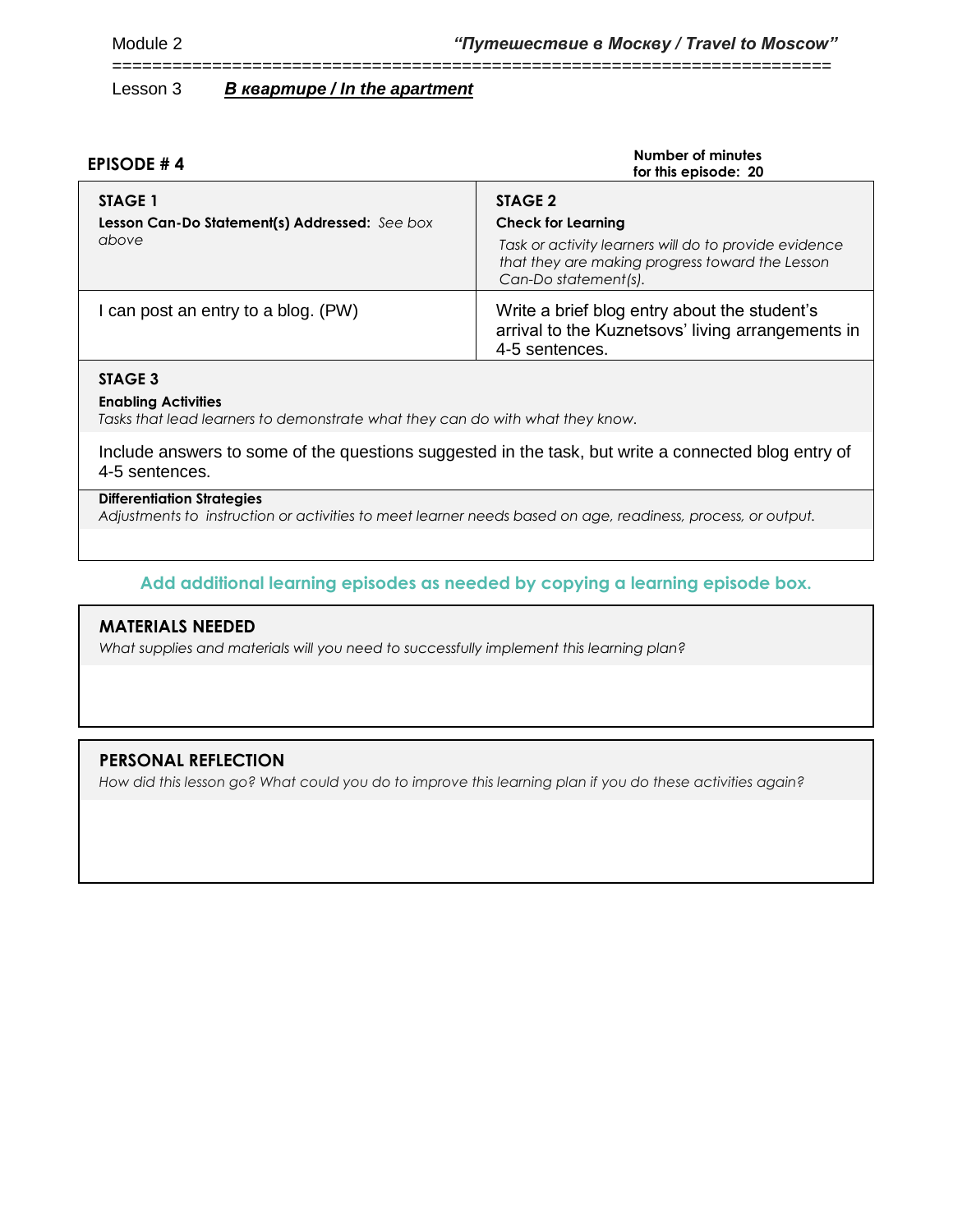Module 2 *"Путешествие в Москву / Travel to Moscow"*

=================================================================

Lesson 3 ***В квартире / In the apartment***

## EPISODE # 4

**Number of minutes for this episode: 20**

| **STAGE 1**<br>**Lesson Can-Do Statement(s) Addressed:** *See box above* | **STAGE 2**<br>**Check for Learning**<br>*Task or activity learners will do to provide evidence that they are making progress toward the Lesson Can-Do statement(s).* |
|---|---|
| I can post an entry to a blog. (PW) | Write a brief blog entry about the student's arrival to the Kuznetsovs' living arrangements in 4-5 sentences. |

**STAGE 3**

**Enabling Activities**

*Tasks that lead learners to demonstrate what they can do with what they know.*

Include answers to some of the questions suggested in the task, but write a connected blog entry of 4-5 sentences.

**Differentiation Strategies**

*Adjustments to instruction or activities to meet learner needs based on age, readiness, process, or output.*

**Add additional learning episodes as needed by copying a learning episode box.**

## MATERIALS NEEDED

*What supplies and materials will you need to successfully implement this learning plan?*

## PERSONAL REFLECTION

*How did this lesson go? What could you do to improve this learning plan if you do these activities again?*